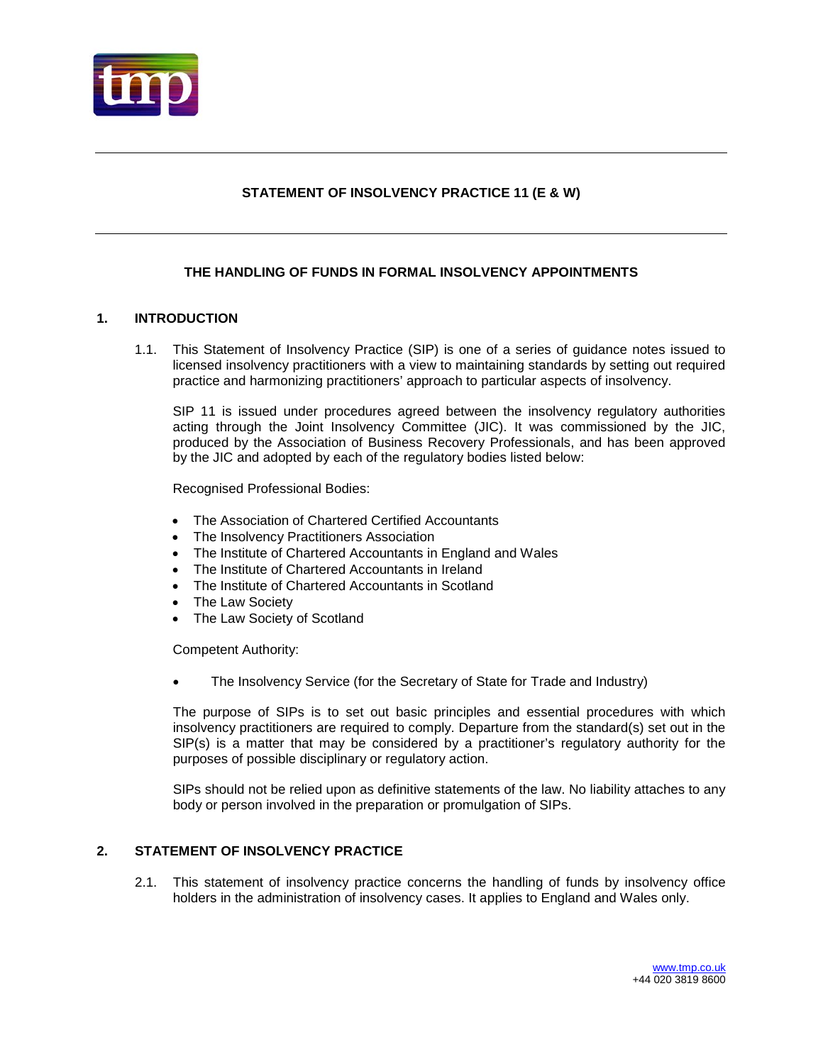# STATEMENT OF INSOLVENCY PRACTICE 11 (E & W)

## THE HANDLING OF FUNDS IN FORMAL INSOLVENCY APPOINTMENTS

### 1. INTRODUCTION

1.1. This Statement of Insolvency Practice (SIP) is one of a series of guidance notes issued to licensed insolvency practitioners with a view to maintaining standards by setting out required practice and harmonizing practitioners' approach to particular aspects of insolvency.

SIP 11 is issued under procedures agreed between the insolvency regulatory authorities acting through the Joint Insolvency Committee (JIC). It was commissioned by the JIC, produced by the Association of Business Recovery Professionals, and has been approved by the JIC and adopted by each of the regulatory bodies listed below:

Recognised Professional Bodies:

- The Association of Chartered Certified Accountants
- The Insolvency Practitioners Association
- The Institute of Chartered Accountants in England and Wales
- The Institute of Chartered Accountants in Ireland
- The Institute of Chartered Accountants in Scotland
- The Law Society
- The Law Society of Scotland

Competent Authority:

- The Insolvency Service (for the Secretary of State for Trade and Industry)

The purpose of SIPs is to set out basic principles and essential procedures with which insolvency practitioners are required to comply. Departure from the standard(s) set out in the SIP(s) is a matter that may be considered by a practitioner's regulatory authority for the purposes of possible disciplinary or regulatory action.

SIPs should not be relied upon as definitive statements of the law. No liability attaches to any body or person involved in the preparation or promulgation of SIPs.

### 2. STATEMENT OF INSOLVENCY PRACTICE

2.1. This statement of insolvency practice concerns the handling of funds by insolvency office holders in the administration of insolvency cases. It applies to England and Wales only.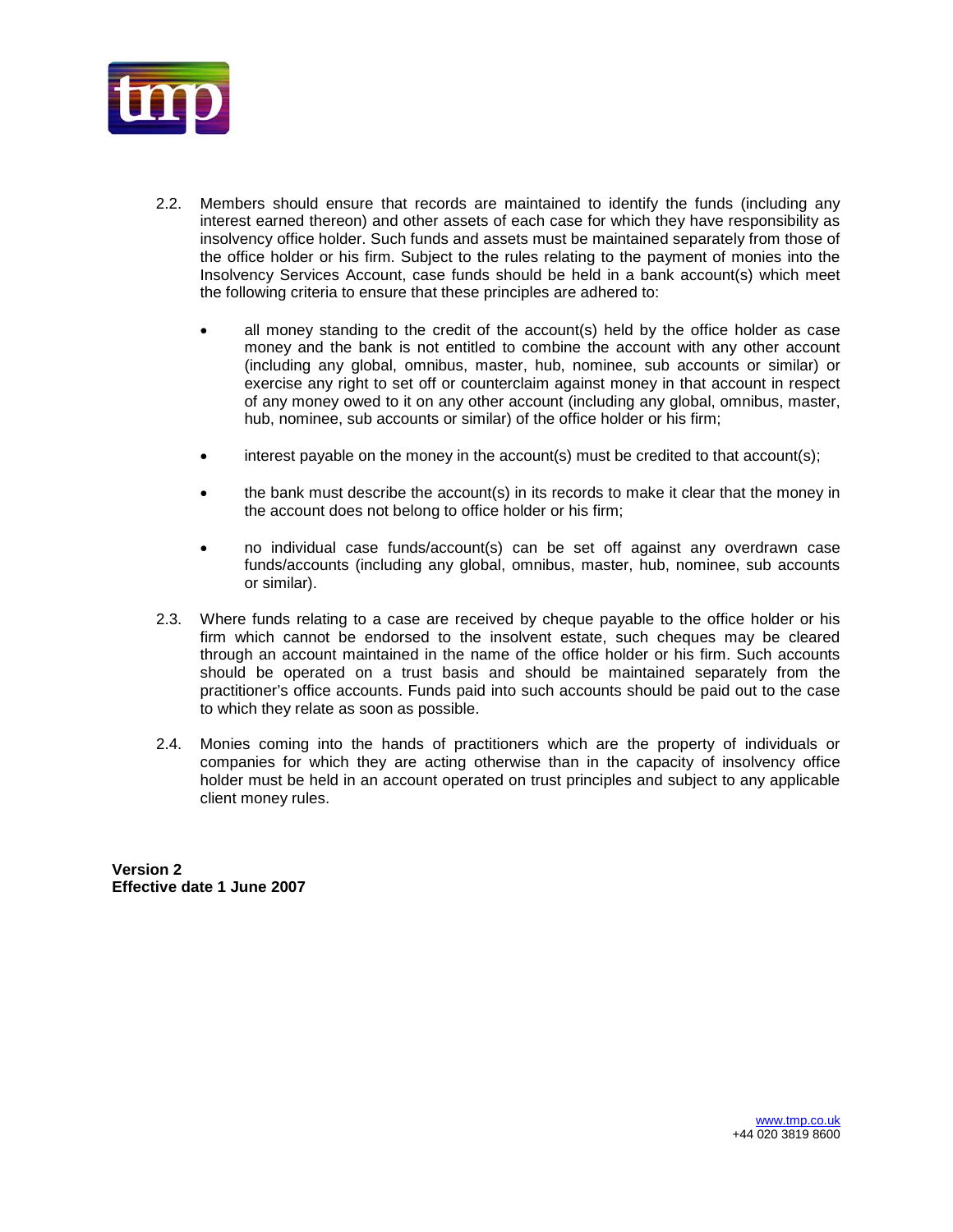2.2. Members should ensure that records are maintained to identify the funds (including any interest earned thereon) and other assets of each case for which they have responsibility as insolvency office holder. Such funds and assets must be maintained separately from those of the office holder or his firm. Subject to the rules relating to the payment of monies into the Insolvency Services Account, case funds should be held in a bank account(s) which meet the following criteria to ensure that these principles are adhered to:

- all money standing to the credit of the account(s) held by the office holder as case money and the bank is not entitled to combine the account with any other account (including any global, omnibus, master, hub, nominee, sub accounts or similar) or exercise any right to set off or counterclaim against money in that account in respect of any money owed to it on any other account (including any global, omnibus, master, hub, nominee, sub accounts or similar) of the office holder or his firm;

- interest payable on the money in the account(s) must be credited to that account(s);

- the bank must describe the account(s) in its records to make it clear that the money in the account does not belong to office holder or his firm;

- no individual case funds/account(s) can be set off against any overdrawn case funds/accounts (including any global, omnibus, master, hub, nominee, sub accounts or similar).

2.3. Where funds relating to a case are received by cheque payable to the office holder or his firm which cannot be endorsed to the insolvent estate, such cheques may be cleared through an account maintained in the name of the office holder or his firm. Such accounts should be operated on a trust basis and should be maintained separately from the practitioner's office accounts. Funds paid into such accounts should be paid out to the case to which they relate as soon as possible.

2.4. Monies coming into the hands of practitioners which are the property of individuals or companies for which they are acting otherwise than in the capacity of insolvency office holder must be held in an account operated on trust principles and subject to any applicable client money rules.

**Version 2**
**Effective date 1 June 2007**